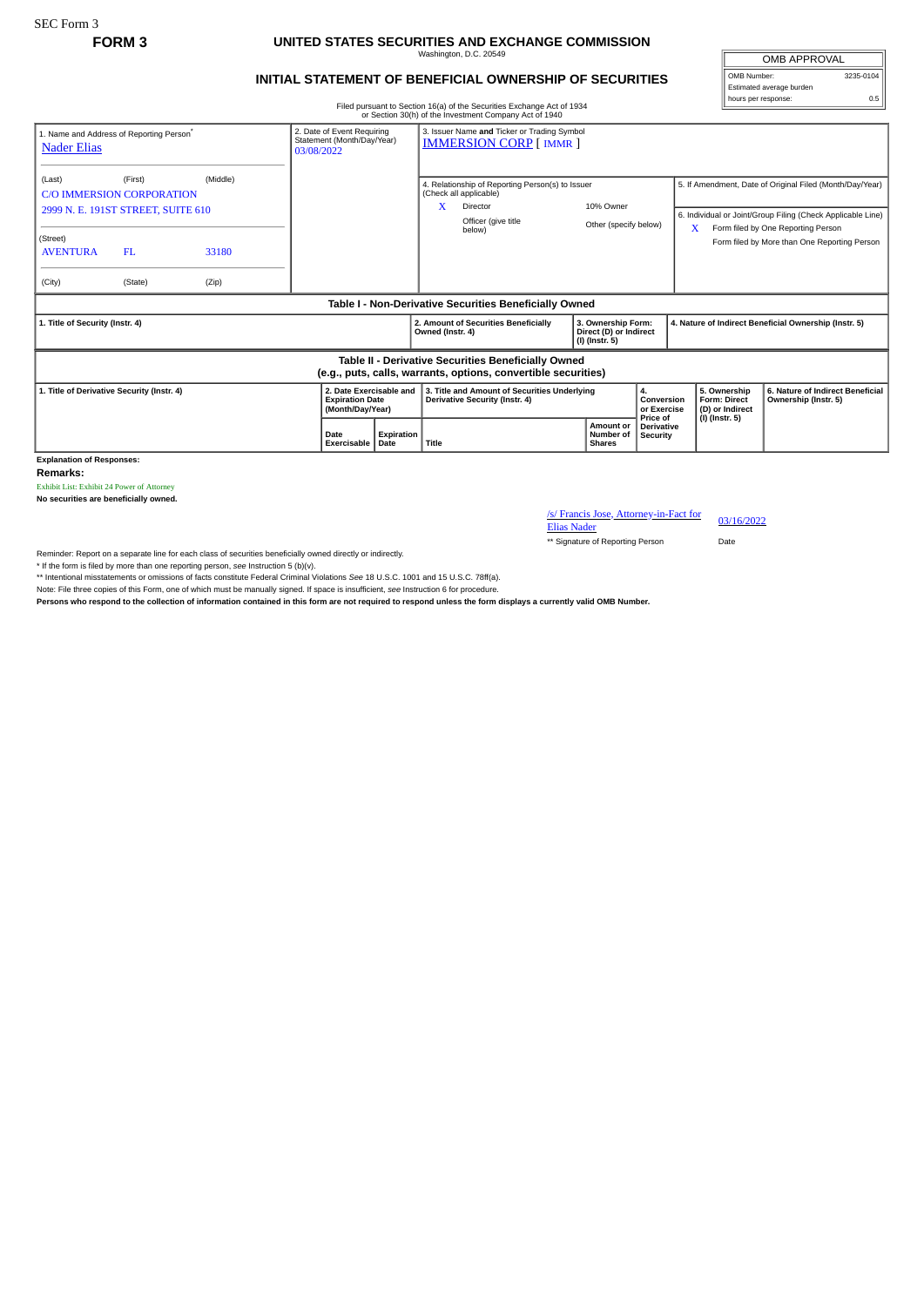SEC Form 3

**FORM 3**

# UNITED STATES SECURITIES AND EXCHANGE COMMISSION

Washington, D.C. 20549

## INITIAL STATEMENT OF BENEFICIAL OWNERSHIP OF SECURITIES

| OMB APPROVAL | |
|---|---|
| OMB Number: | 3235-0104 |
| Estimated average burden | |
| hours per response: | 0.5 |

Filed pursuant to Section 16(a) of the Securities Exchange Act of 1934 or Section 30(h) of the Investment Company Act of 1940

| 1. Name and Address of Reporting Person* | 2. Date of Event Requiring Statement (Month/Day/Year) | 3. Issuer Name **and** Ticker or Trading Symbol |
|---|---|---|
| Nader Elias | 03/08/2022 | IMMERSION CORP [ IMMR ] |
| (Last) (First) (Middle) C/O IMMERSION CORPORATION 2999 N. E. 191ST STREET, SUITE 610 | | 4. Relationship of Reporting Person(s) to Issuer (Check all applicable): X Director; 10% Owner; Officer (give title below); Other (specify below) |
| (Street) AVENTURA FL 33180 | | 5. If Amendment, Date of Original Filed (Month/Day/Year) |
| (City) (State) (Zip) | | 6. Individual or Joint/Group Filing (Check Applicable Line): X Form filed by One Reporting Person; Form filed by More than One Reporting Person |

### Table I - Non-Derivative Securities Beneficially Owned

| 1. Title of Security (Instr. 4) | 2. Amount of Securities Beneficially Owned (Instr. 4) | 3. Ownership Form: Direct (D) or Indirect (I) (Instr. 5) | 4. Nature of Indirect Beneficial Ownership (Instr. 5) |
|---|---|---|---|

### Table II - Derivative Securities Beneficially Owned (e.g., puts, calls, warrants, options, convertible securities)

| 1. Title of Derivative Security (Instr. 4) | 2. Date Exercisable and Expiration Date (Month/Day/Year) | | 3. Title and Amount of Securities Underlying Derivative Security (Instr. 4) | | 4. Conversion or Exercise Price of Derivative Security | 5. Ownership Form: Direct (D) or Indirect (I) (Instr. 5) | 6. Nature of Indirect Beneficial Ownership (Instr. 5) |
|---|---|---|---|---|---|---|---|
| | Date Exercisable | Expiration Date | Title | Amount or Number of Shares | | | |

**Explanation of Responses:**

**Remarks:**

Exhibit List: Exhibit 24 Power of Attorney

**No securities are beneficially owned.**

| /s/ Francis Jose, Attorney-in-Fact for Elias Nader | 03/16/2022 |
|---|---|
| ** Signature of Reporting Person | Date |

Reminder: Report on a separate line for each class of securities beneficially owned directly or indirectly.

* If the form is filed by more than one reporting person, *see* Instruction 5 (b)(v).

** Intentional misstatements or omissions of facts constitute Federal Criminal Violations *See* 18 U.S.C. 1001 and 15 U.S.C. 78ff(a).

Note: File three copies of this Form, one of which must be manually signed. If space is insufficient, *see* Instruction 6 for procedure.

**Persons who respond to the collection of information contained in this form are not required to respond unless the form displays a currently valid OMB Number.**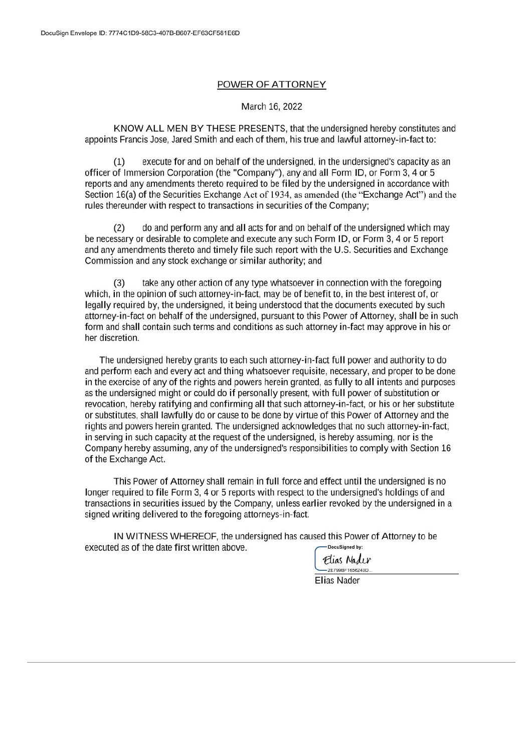DocuSign Envelope ID: 7774C1D9-58C3-407B-B607-EF63CF581E6D

# POWER OF ATTORNEY

March 16, 2022

KNOW ALL MEN BY THESE PRESENTS, that the undersigned hereby constitutes and appoints Francis Jose, Jared Smith and each of them, his true and lawful attorney-in-fact to:

(1) execute for and on behalf of the undersigned, in the undersigned's capacity as an officer of Immersion Corporation (the "Company"), any and all Form ID, or Form 3, 4 or 5 reports and any amendments thereto required to be filed by the undersigned in accordance with Section 16(a) of the Securities Exchange Act of 1934, as amended (the "Exchange Act") and the rules thereunder with respect to transactions in securities of the Company;

(2) do and perform any and all acts for and on behalf of the undersigned which may be necessary or desirable to complete and execute any such Form ID, or Form 3, 4 or 5 report and any amendments thereto and timely file such report with the U.S. Securities and Exchange Commission and any stock exchange or similar authority; and

(3) take any other action of any type whatsoever in connection with the foregoing which, in the opinion of such attorney-in-fact, may be of benefit to, in the best interest of, or legally required by, the undersigned, it being understood that the documents executed by such attorney-in-fact on behalf of the undersigned, pursuant to this Power of Attorney, shall be in such form and shall contain such terms and conditions as such attorney in-fact may approve in his or her discretion.

The undersigned hereby grants to each such attorney-in-fact full power and authority to do and perform each and every act and thing whatsoever requisite, necessary, and proper to be done in the exercise of any of the rights and powers herein granted, as fully to all intents and purposes as the undersigned might or could do if personally present, with full power of substitution or revocation, hereby ratifying and confirming all that such attorney-in-fact, or his or her substitute or substitutes, shall lawfully do or cause to be done by virtue of this Power of Attorney and the rights and powers herein granted. The undersigned acknowledges that no such attorney-in-fact, in serving in such capacity at the request of the undersigned, is hereby assuming, nor is the Company hereby assuming, any of the undersigned's responsibilities to comply with Section 16 of the Exchange Act.

This Power of Attorney shall remain in full force and effect until the undersigned is no longer required to file Form 3, 4 or 5 reports with respect to the undersigned's holdings of and transactions in securities issued by the Company, unless earlier revoked by the undersigned in a signed writing delivered to the foregoing attorneys-in-fact.

IN WITNESS WHEREOF, the undersigned has caused this Power of Attorney to be executed as of the date first written above.

DocuSigned by:
Elias Nader
2E799BF1656240D...

Elias Nader